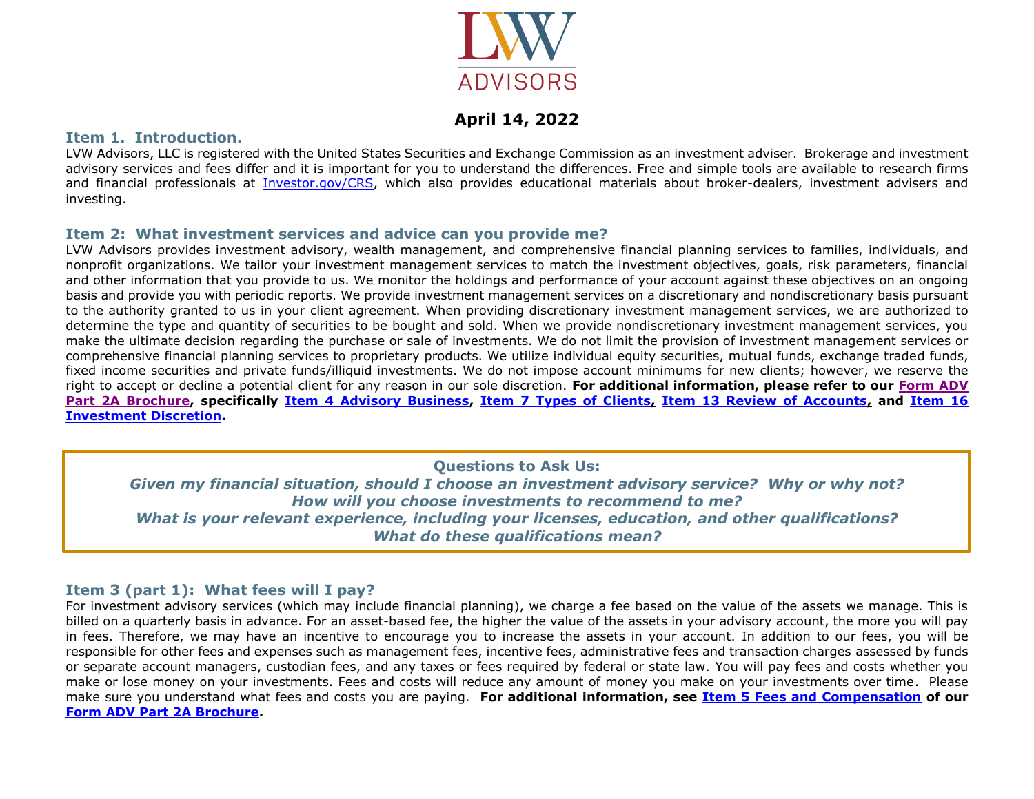LVW ADVISORS

**April 14, 2022**

## Item 1. Introduction.

LVW Advisors, LLC is registered with the United States Securities and Exchange Commission as an investment adviser. Brokerage and investment advisory services and fees differ and it is important for you to understand the differences. Free and simple tools are available to research firms and financial professionals at Investor.gov/CRS, which also provides educational materials about broker-dealers, investment advisers and investing.

## Item 2: What investment services and advice can you provide me?

LVW Advisors provides investment advisory, wealth management, and comprehensive financial planning services to families, individuals, and nonprofit organizations. We tailor your investment management services to match the investment objectives, goals, risk parameters, financial and other information that you provide to us. We monitor the holdings and performance of your account against these objectives on an ongoing basis and provide you with periodic reports. We provide investment management services on a discretionary and nondiscretionary basis pursuant to the authority granted to us in your client agreement. When providing discretionary investment management services, we are authorized to determine the type and quantity of securities to be bought and sold. When we provide nondiscretionary investment management services, you make the ultimate decision regarding the purchase or sale of investments. We do not limit the provision of investment management services or comprehensive financial planning services to proprietary products. We utilize individual equity securities, mutual funds, exchange traded funds, fixed income securities and private funds/illiquid investments. We do not impose account minimums for new clients; however, we reserve the right to accept or decline a potential client for any reason in our sole discretion. **For additional information, please refer to our Form ADV Part 2A Brochure, specifically Item 4 Advisory Business, Item 7 Types of Clients, Item 13 Review of Accounts, and Item 16 Investment Discretion.**

**Questions to Ask Us:**

***Given my financial situation, should I choose an investment advisory service? Why or why not?***

***How will you choose investments to recommend to me?***

***What is your relevant experience, including your licenses, education, and other qualifications?***

***What do these qualifications mean?***

## Item 3 (part 1): What fees will I pay?

For investment advisory services (which may include financial planning), we charge a fee based on the value of the assets we manage. This is billed on a quarterly basis in advance. For an asset-based fee, the higher the value of the assets in your advisory account, the more you will pay in fees. Therefore, we may have an incentive to encourage you to increase the assets in your account. In addition to our fees, you will be responsible for other fees and expenses such as management fees, incentive fees, administrative fees and transaction charges assessed by funds or separate account managers, custodian fees, and any taxes or fees required by federal or state law. You will pay fees and costs whether you make or lose money on your investments. Fees and costs will reduce any amount of money you make on your investments over time. Please make sure you understand what fees and costs you are paying. **For additional information, see Item 5 Fees and Compensation of our Form ADV Part 2A Brochure.**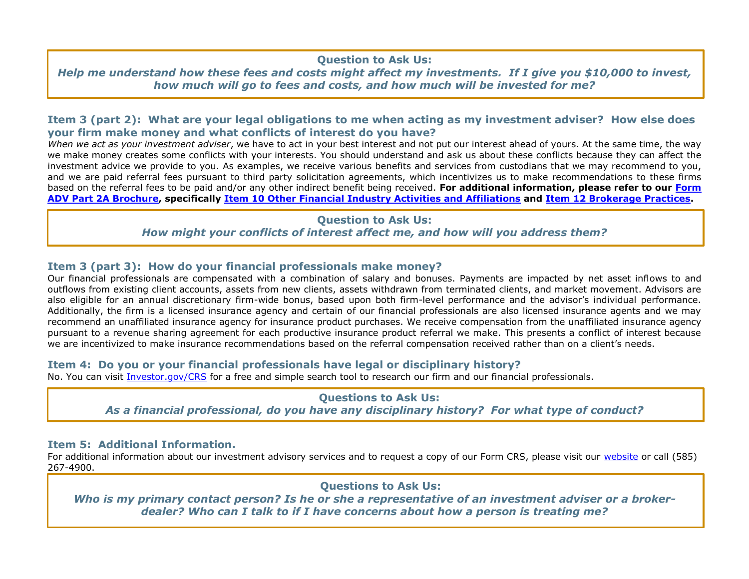**Question to Ask Us:**
***Help me understand how these fees and costs might affect my investments. If I give you $10,000 to invest, how much will go to fees and costs, and how much will be invested for me?***

### Item 3 (part 2): What are your legal obligations to me when acting as my investment adviser? How else does your firm make money and what conflicts of interest do you have?

*When we act as your investment adviser*, we have to act in your best interest and not put our interest ahead of yours. At the same time, the way we make money creates some conflicts with your interests. You should understand and ask us about these conflicts because they can affect the investment advice we provide to you. As examples, we receive various benefits and services from custodians that we may recommend to you, and we are paid referral fees pursuant to third party solicitation agreements, which incentivizes us to make recommendations to these firms based on the referral fees to be paid and/or any other indirect benefit being received. **For additional information, please refer to our Form ADV Part 2A Brochure, specifically Item 10 Other Financial Industry Activities and Affiliations and Item 12 Brokerage Practices.**

**Question to Ask Us:**
***How might your conflicts of interest affect me, and how will you address them?***

### Item 3 (part 3): How do your financial professionals make money?

Our financial professionals are compensated with a combination of salary and bonuses. Payments are impacted by net asset inflows to and outflows from existing client accounts, assets from new clients, assets withdrawn from terminated clients, and market movement. Advisors are also eligible for an annual discretionary firm-wide bonus, based upon both firm-level performance and the advisor's individual performance. Additionally, the firm is a licensed insurance agency and certain of our financial professionals are also licensed insurance agents and we may recommend an unaffiliated insurance agency for insurance product purchases. We receive compensation from the unaffiliated insurance agency pursuant to a revenue sharing agreement for each productive insurance product referral we make. This presents a conflict of interest because we are incentivized to make insurance recommendations based on the referral compensation received rather than on a client's needs.

### Item 4: Do you or your financial professionals have legal or disciplinary history?

No. You can visit Investor.gov/CRS for a free and simple search tool to research our firm and our financial professionals.

**Questions to Ask Us:**
***As a financial professional, do you have any disciplinary history? For what type of conduct?***

### Item 5: Additional Information.

For additional information about our investment advisory services and to request a copy of our Form CRS, please visit our website or call (585) 267-4900.

**Questions to Ask Us:**
***Who is my primary contact person? Is he or she a representative of an investment adviser or a broker-dealer? Who can I talk to if I have concerns about how a person is treating me?***